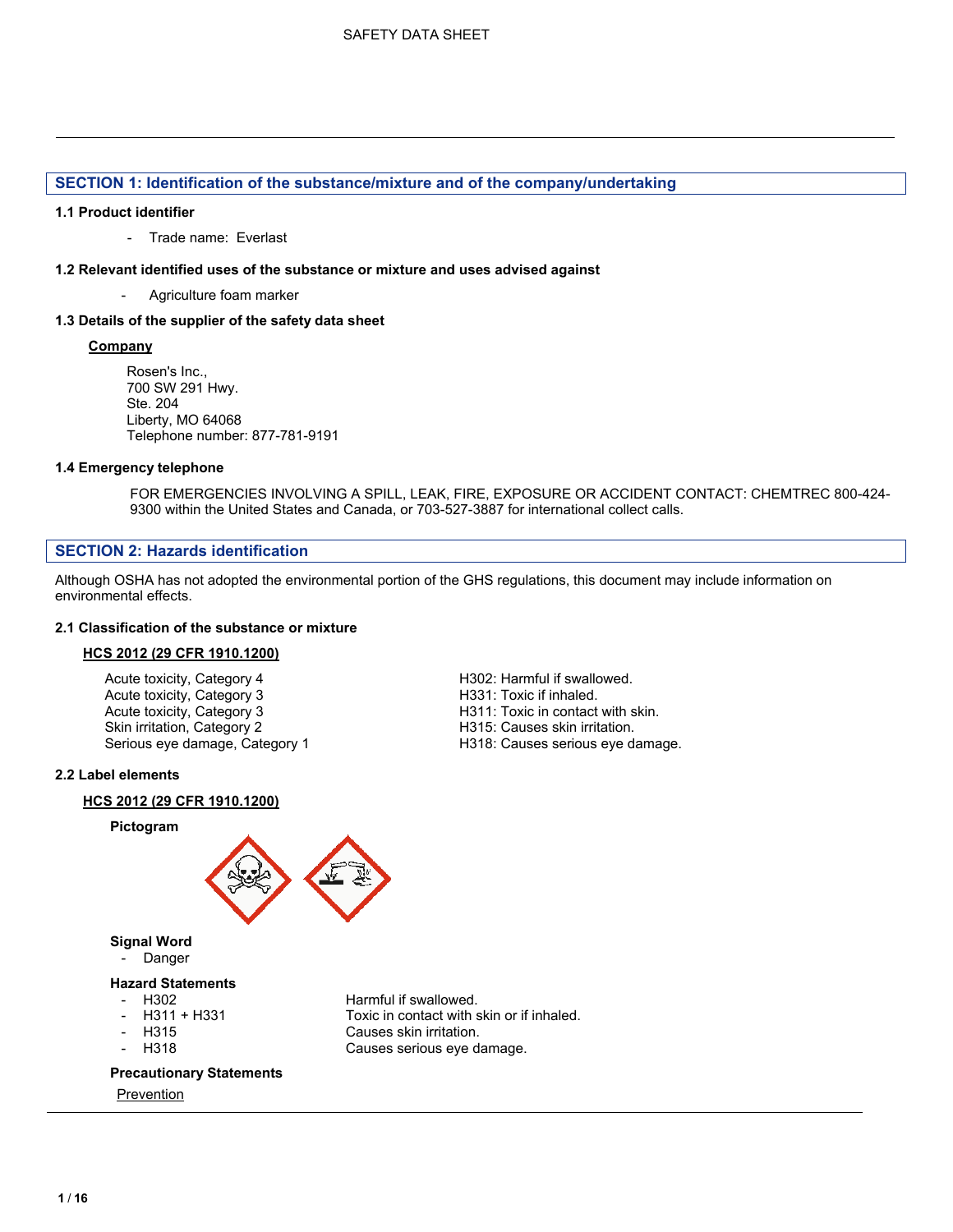SAFETY DATA SHEET

## SECTION 1: Identification of the substance/mixture and of the company/undertaking

### 1.1 Product identifier

- Trade name: Everlast

### 1.2 Relevant identified uses of the substance or mixture and uses advised against

- Agriculture foam marker

### 1.3 Details of the supplier of the safety data sheet

**Company**

Rosen's Inc.,
700 SW 291 Hwy.
Ste. 204
Liberty, MO 64068
Telephone number: 877-781-9191

### 1.4 Emergency telephone

FOR EMERGENCIES INVOLVING A SPILL, LEAK, FIRE, EXPOSURE OR ACCIDENT CONTACT: CHEMTREC 800-424-9300 within the United States and Canada, or 703-527-3887 for international collect calls.

## SECTION 2: Hazards identification

Although OSHA has not adopted the environmental portion of the GHS regulations, this document may include information on environmental effects.

### 2.1 Classification of the substance or mixture

**HCS 2012 (29 CFR 1910.1200)**

| | |
|---|---|
| Acute toxicity, Category 4 | H302: Harmful if swallowed. |
| Acute toxicity, Category 3 | H331: Toxic if inhaled. |
| Acute toxicity, Category 3 | H311: Toxic in contact with skin. |
| Skin irritation, Category 2 | H315: Causes skin irritation. |
| Serious eye damage, Category 1 | H318: Causes serious eye damage. |

### 2.2 Label elements

**HCS 2012 (29 CFR 1910.1200)**

**Pictogram**

**Signal Word**

- Danger

**Hazard Statements**

| | |
|---|---|
| - H302 | Harmful if swallowed. |
| - H311 + H331 | Toxic in contact with skin or if inhaled. |
| - H315 | Causes skin irritation. |
| - H318 | Causes serious eye damage. |

**Precautionary Statements**

Prevention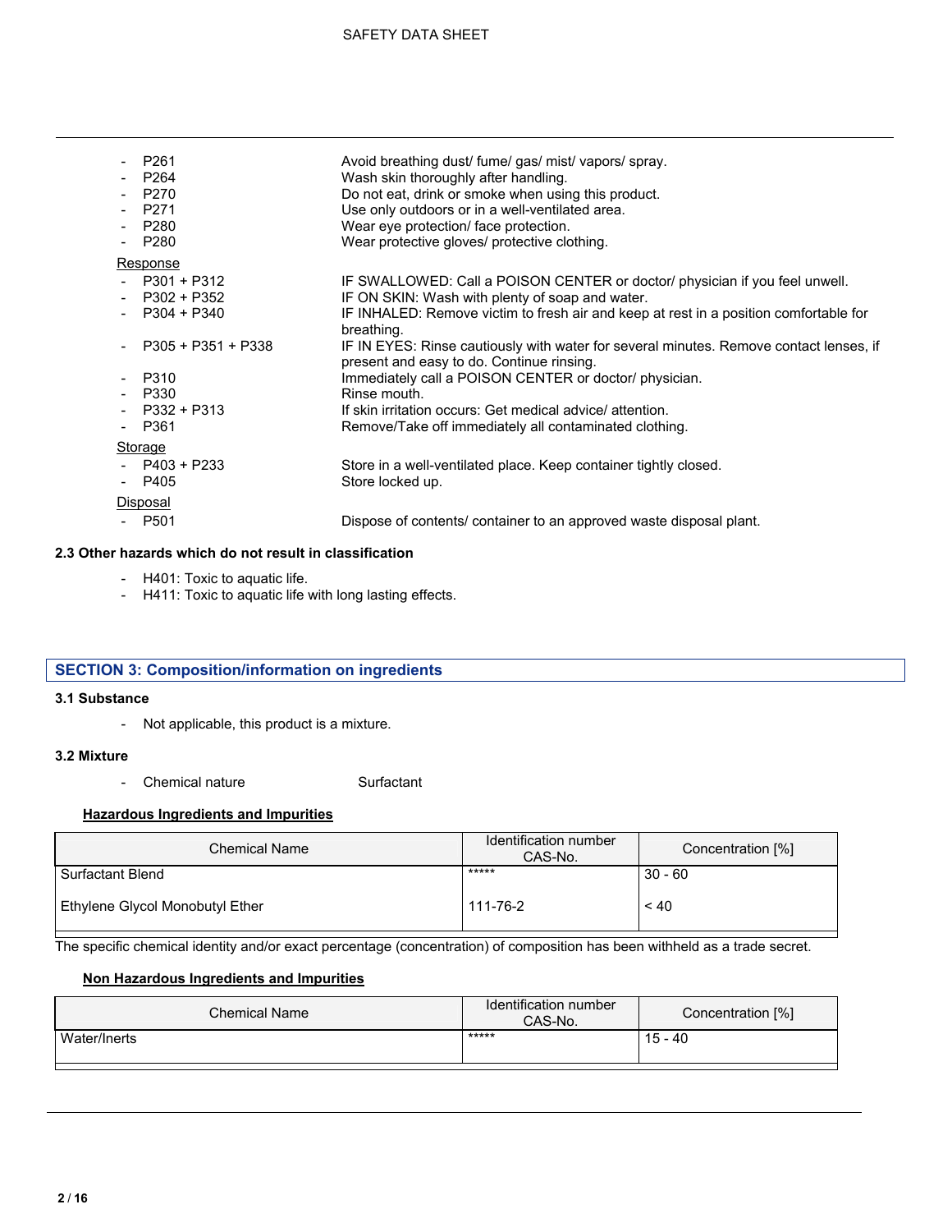- P261 Avoid breathing dust/ fume/ gas/ mist/ vapors/ spray.
- P264 Wash skin thoroughly after handling.
- P270 Do not eat, drink or smoke when using this product.
- P271 Use only outdoors or in a well-ventilated area.
- P280 Wear eye protection/ face protection.
- P280 Wear protective gloves/ protective clothing.

Response

- P301 + P312 IF SWALLOWED: Call a POISON CENTER or doctor/ physician if you feel unwell.
- P302 + P352 IF ON SKIN: Wash with plenty of soap and water.
- P304 + P340 IF INHALED: Remove victim to fresh air and keep at rest in a position comfortable for breathing.
- P305 + P351 + P338 IF IN EYES: Rinse cautiously with water for several minutes. Remove contact lenses, if present and easy to do. Continue rinsing.
- P310 Immediately call a POISON CENTER or doctor/ physician.
- P330 Rinse mouth.
- P332 + P313 If skin irritation occurs: Get medical advice/ attention.
- P361 Remove/Take off immediately all contaminated clothing.

Storage

- P403 + P233 Store in a well-ventilated place. Keep container tightly closed.
- P405 Store locked up.

Disposal

- P501 Dispose of contents/ container to an approved waste disposal plant.

### 2.3 Other hazards which do not result in classification

- H401: Toxic to aquatic life.
- H411: Toxic to aquatic life with long lasting effects.

## SECTION 3: Composition/information on ingredients

### 3.1 Substance

- Not applicable, this product is a mixture.

### 3.2 Mixture

- Chemical nature Surfactant

**Hazardous Ingredients and Impurities**

| Chemical Name | Identification number CAS-No. | Concentration [%] |
|---|---|---|
| Surfactant Blend | ***** | 30 - 60 |
| Ethylene Glycol Monobutyl Ether | 111-76-2 | < 40 |

The specific chemical identity and/or exact percentage (concentration) of composition has been withheld as a trade secret.

**Non Hazardous Ingredients and Impurities**

| Chemical Name | Identification number CAS-No. | Concentration [%] |
|---|---|---|
| Water/Inerts | ***** | 15 - 40 |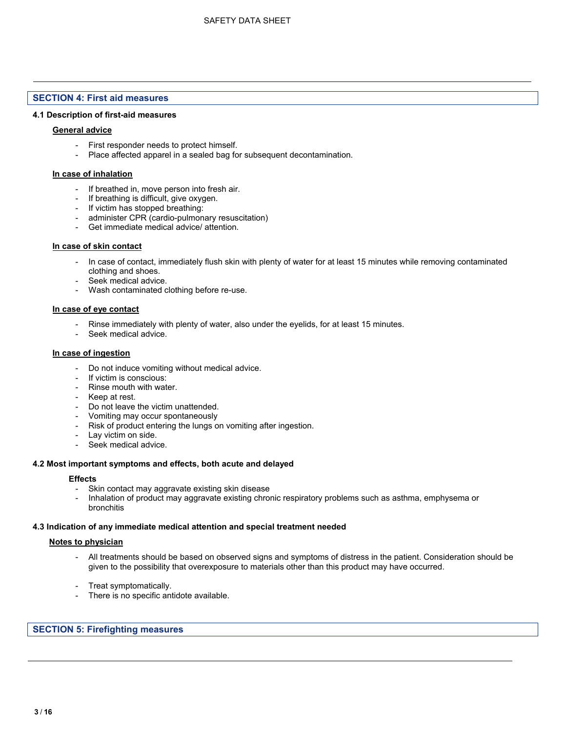## SECTION 4: First aid measures

### 4.1 Description of first-aid measures

**General advice**

- First responder needs to protect himself.
- Place affected apparel in a sealed bag for subsequent decontamination.

**In case of inhalation**

- If breathed in, move person into fresh air.
- If breathing is difficult, give oxygen.
- If victim has stopped breathing:
- administer CPR (cardio-pulmonary resuscitation)
- Get immediate medical advice/ attention.

**In case of skin contact**

- In case of contact, immediately flush skin with plenty of water for at least 15 minutes while removing contaminated clothing and shoes.
- Seek medical advice.
- Wash contaminated clothing before re-use.

**In case of eye contact**

- Rinse immediately with plenty of water, also under the eyelids, for at least 15 minutes.
- Seek medical advice.

**In case of ingestion**

- Do not induce vomiting without medical advice.
- If victim is conscious:
- Rinse mouth with water.
- Keep at rest.
- Do not leave the victim unattended.
- Vomiting may occur spontaneously
- Risk of product entering the lungs on vomiting after ingestion.
- Lay victim on side.
- Seek medical advice.

### 4.2 Most important symptoms and effects, both acute and delayed

**Effects**

- Skin contact may aggravate existing skin disease
- Inhalation of product may aggravate existing chronic respiratory problems such as asthma, emphysema or bronchitis

### 4.3 Indication of any immediate medical attention and special treatment needed

**Notes to physician**

- All treatments should be based on observed signs and symptoms of distress in the patient. Consideration should be given to the possibility that overexposure to materials other than this product may have occurred.
- Treat symptomatically.
- There is no specific antidote available.

## SECTION 5: Firefighting measures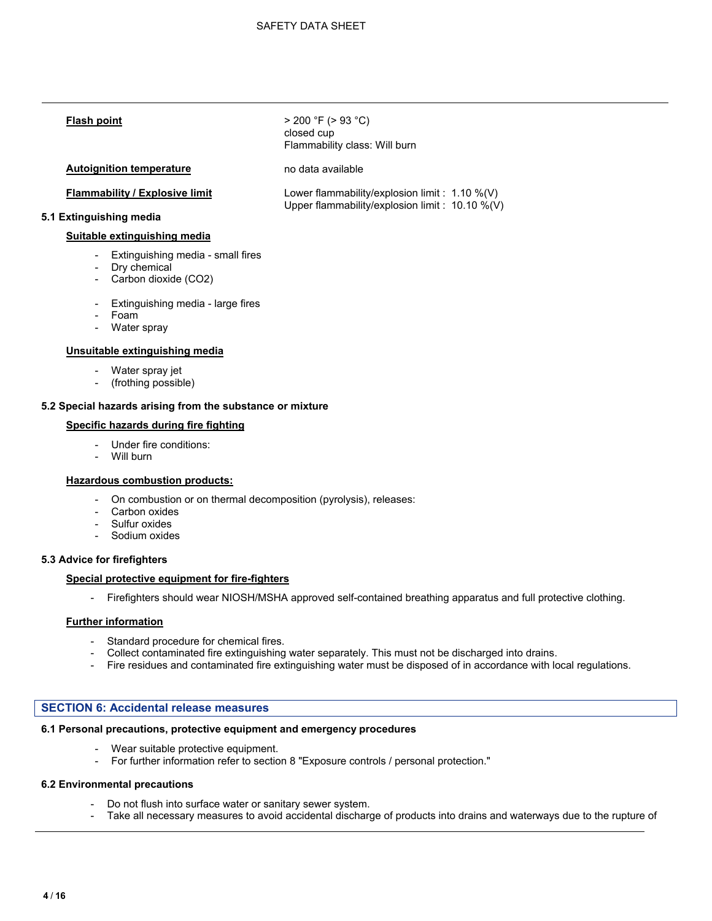**Flash point**

> 200 °F (> 93 °C)
closed cup
Flammability class: Will burn

**Autoignition temperature**

no data available

**Flammability / Explosive limit**

Lower flammability/explosion limit : 1.10 %(V)
Upper flammability/explosion limit : 10.10 %(V)

### 5.1 Extinguishing media

**Suitable extinguishing media**

- Extinguishing media - small fires
- Dry chemical
- Carbon dioxide ($CO_2$)

- Extinguishing media - large fires
- Foam
- Water spray

**Unsuitable extinguishing media**

- Water spray jet
- (frothing possible)

### 5.2 Special hazards arising from the substance or mixture

**Specific hazards during fire fighting**

- Under fire conditions:
- Will burn

**Hazardous combustion products:**

- On combustion or on thermal decomposition (pyrolysis), releases:
- Carbon oxides
- Sulfur oxides
- Sodium oxides

### 5.3 Advice for firefighters

**Special protective equipment for fire-fighters**

- Firefighters should wear NIOSH/MSHA approved self-contained breathing apparatus and full protective clothing.

**Further information**

- Standard procedure for chemical fires.
- Collect contaminated fire extinguishing water separately. This must not be discharged into drains.
- Fire residues and contaminated fire extinguishing water must be disposed of in accordance with local regulations.

## SECTION 6: Accidental release measures

### 6.1 Personal precautions, protective equipment and emergency procedures

- Wear suitable protective equipment.
- For further information refer to section 8 "Exposure controls / personal protection."

### 6.2 Environmental precautions

- Do not flush into surface water or sanitary sewer system.
- Take all necessary measures to avoid accidental discharge of products into drains and waterways due to the rupture of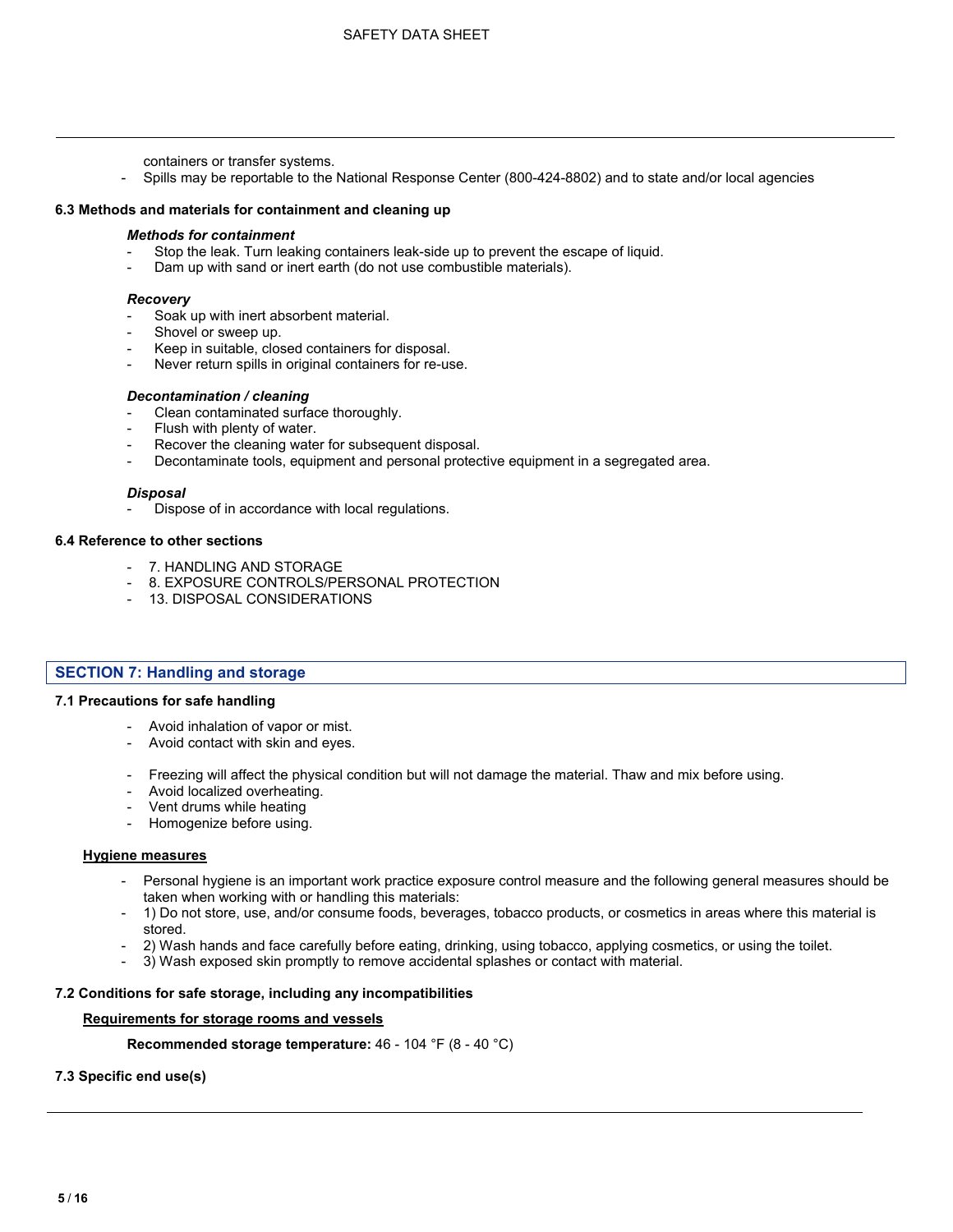containers or transfer systems.

- Spills may be reportable to the National Response Center (800-424-8802) and to state and/or local agencies

### 6.3 Methods and materials for containment and cleaning up

***Methods for containment***

- Stop the leak. Turn leaking containers leak-side up to prevent the escape of liquid.
- Dam up with sand or inert earth (do not use combustible materials).

***Recovery***

- Soak up with inert absorbent material.
- Shovel or sweep up.
- Keep in suitable, closed containers for disposal.
- Never return spills in original containers for re-use.

***Decontamination / cleaning***

- Clean contaminated surface thoroughly.
- Flush with plenty of water.
- Recover the cleaning water for subsequent disposal.
- Decontaminate tools, equipment and personal protective equipment in a segregated area.

***Disposal***

- Dispose of in accordance with local regulations.

### 6.4 Reference to other sections

- 7. HANDLING AND STORAGE
- 8. EXPOSURE CONTROLS/PERSONAL PROTECTION
- 13. DISPOSAL CONSIDERATIONS

## SECTION 7: Handling and storage

### 7.1 Precautions for safe handling

- Avoid inhalation of vapor or mist.
- Avoid contact with skin and eyes.

- Freezing will affect the physical condition but will not damage the material. Thaw and mix before using.
- Avoid localized overheating.
- Vent drums while heating
- Homogenize before using.

**Hygiene measures**

- Personal hygiene is an important work practice exposure control measure and the following general measures should be taken when working with or handling this materials:
- 1) Do not store, use, and/or consume foods, beverages, tobacco products, or cosmetics in areas where this material is stored.
- 2) Wash hands and face carefully before eating, drinking, using tobacco, applying cosmetics, or using the toilet.
- 3) Wash exposed skin promptly to remove accidental splashes or contact with material.

### 7.2 Conditions for safe storage, including any incompatibilities

**Requirements for storage rooms and vessels**

**Recommended storage temperature:** 46 - 104 °F (8 - 40 °C)

### 7.3 Specific end use(s)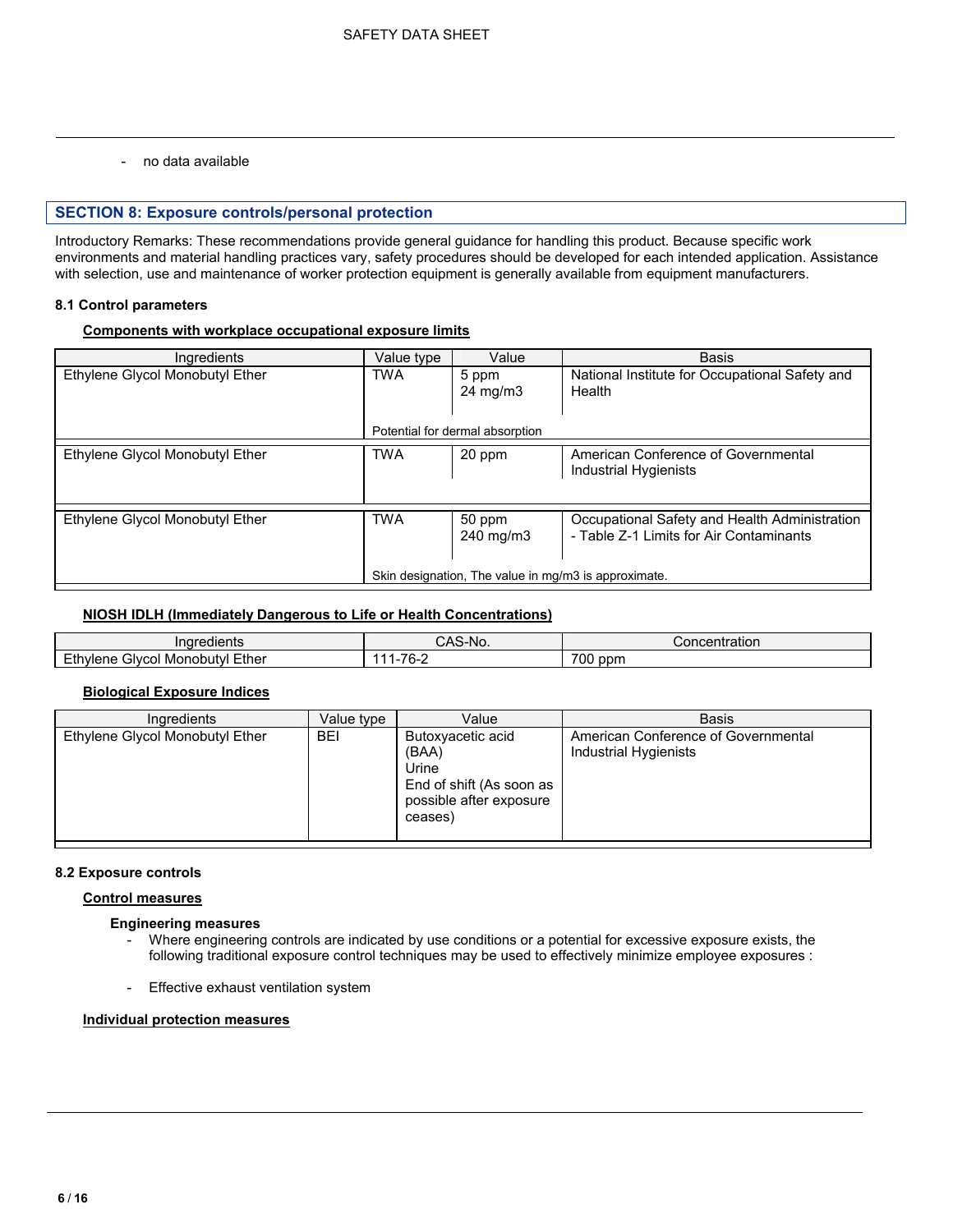- no data available

## SECTION 8: Exposure controls/personal protection

Introductory Remarks: These recommendations provide general guidance for handling this product. Because specific work environments and material handling practices vary, safety procedures should be developed for each intended application. Assistance with selection, use and maintenance of worker protection equipment is generally available from equipment manufacturers.

### 8.1 Control parameters

**Components with workplace occupational exposure limits**

| Ingredients | Value type | Value | Basis |
|---|---|---|---|
| Ethylene Glycol Monobutyl Ether | TWA | 5 ppm<br>24 mg/m3 | National Institute for Occupational Safety and Health |
| | Potential for dermal absorption | | |
| Ethylene Glycol Monobutyl Ether | TWA | 20 ppm | American Conference of Governmental Industrial Hygienists |
| Ethylene Glycol Monobutyl Ether | TWA | 50 ppm<br>240 mg/m3 | Occupational Safety and Health Administration - Table Z-1 Limits for Air Contaminants |
| | Skin designation, The value in mg/m3 is approximate. | | |

**NIOSH IDLH (Immediately Dangerous to Life or Health Concentrations)**

| Ingredients | CAS-No. | Concentration |
|---|---|---|
| Ethylene Glycol Monobutyl Ether | 111-76-2 | 700 ppm |

**Biological Exposure Indices**

| Ingredients | Value type | Value | Basis |
|---|---|---|---|
| Ethylene Glycol Monobutyl Ether | BEI | Butoxyacetic acid (BAA)<br>Urine<br>End of shift (As soon as possible after exposure ceases) | American Conference of Governmental Industrial Hygienists |

### 8.2 Exposure controls

**Control measures**

**Engineering measures**

- Where engineering controls are indicated by use conditions or a potential for excessive exposure exists, the following traditional exposure control techniques may be used to effectively minimize employee exposures :
- Effective exhaust ventilation system

**Individual protection measures**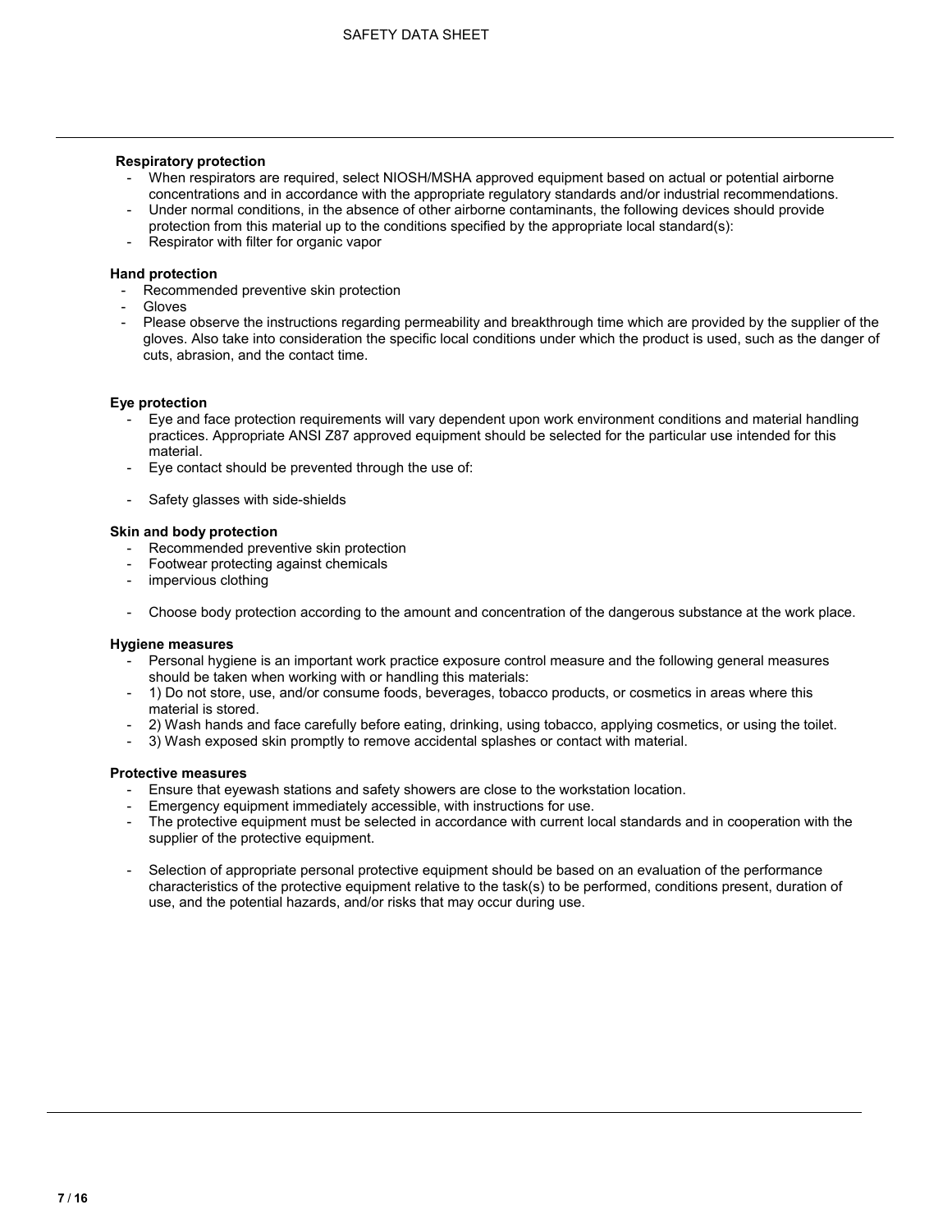**Respiratory protection**

- When respirators are required, select NIOSH/MSHA approved equipment based on actual or potential airborne concentrations and in accordance with the appropriate regulatory standards and/or industrial recommendations.
- Under normal conditions, in the absence of other airborne contaminants, the following devices should provide protection from this material up to the conditions specified by the appropriate local standard(s):
- Respirator with filter for organic vapor

**Hand protection**

- Recommended preventive skin protection
- Gloves
- Please observe the instructions regarding permeability and breakthrough time which are provided by the supplier of the gloves. Also take into consideration the specific local conditions under which the product is used, such as the danger of cuts, abrasion, and the contact time.

**Eye protection**

- Eye and face protection requirements will vary dependent upon work environment conditions and material handling practices. Appropriate ANSI Z87 approved equipment should be selected for the particular use intended for this material.
- Eye contact should be prevented through the use of:
- Safety glasses with side-shields

**Skin and body protection**

- Recommended preventive skin protection
- Footwear protecting against chemicals
- impervious clothing
- Choose body protection according to the amount and concentration of the dangerous substance at the work place.

**Hygiene measures**

- Personal hygiene is an important work practice exposure control measure and the following general measures should be taken when working with or handling this materials:
- 1) Do not store, use, and/or consume foods, beverages, tobacco products, or cosmetics in areas where this material is stored.
- 2) Wash hands and face carefully before eating, drinking, using tobacco, applying cosmetics, or using the toilet.
- 3) Wash exposed skin promptly to remove accidental splashes or contact with material.

**Protective measures**

- Ensure that eyewash stations and safety showers are close to the workstation location.
- Emergency equipment immediately accessible, with instructions for use.
- The protective equipment must be selected in accordance with current local standards and in cooperation with the supplier of the protective equipment.
- Selection of appropriate personal protective equipment should be based on an evaluation of the performance characteristics of the protective equipment relative to the task(s) to be performed, conditions present, duration of use, and the potential hazards, and/or risks that may occur during use.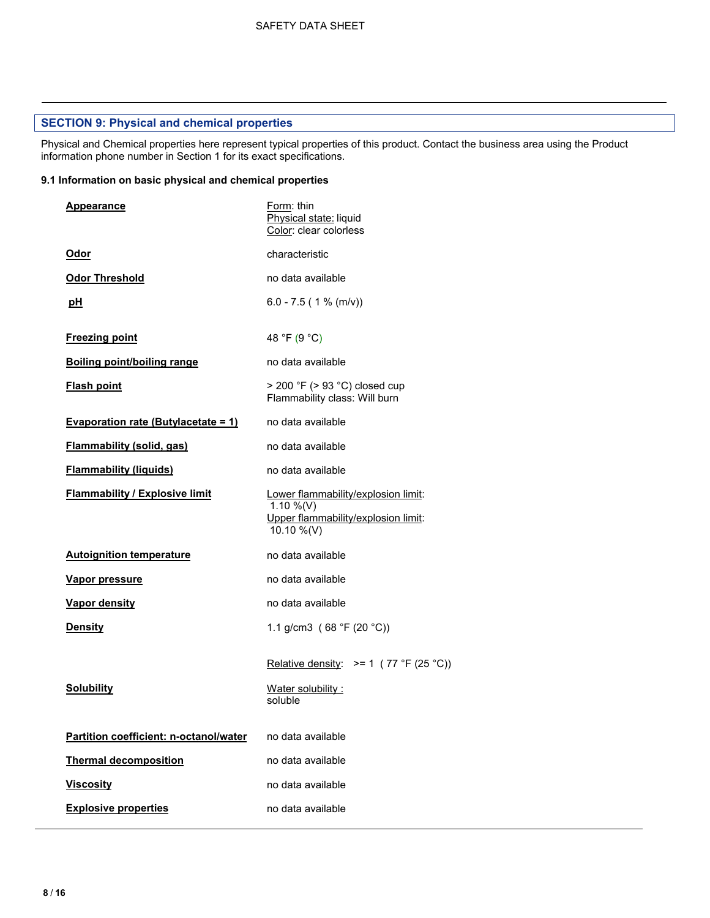## SECTION 9: Physical and chemical properties

Physical and Chemical properties here represent typical properties of this product. Contact the business area using the Product information phone number in Section 1 for its exact specifications.

### 9.1 Information on basic physical and chemical properties

| Property | Value |
|---|---|
| **Appearance** | Form: thin<br>Physical state: liquid<br>Color: clear colorless |
| **Odor** | characteristic |
| **Odor Threshold** | no data available |
| **pH** | 6.0 - 7.5 ( 1 % (m/v)) |
| **Freezing point** | 48 °F (9 °C) |
| **Boiling point/boiling range** | no data available |
| **Flash point** | > 200 °F (> 93 °C) closed cup<br>Flammability class: Will burn |
| **Evaporation rate (Butylacetate = 1)** | no data available |
| **Flammability (solid, gas)** | no data available |
| **Flammability (liquids)** | no data available |
| **Flammability / Explosive limit** | Lower flammability/explosion limit:<br>1.10 %(V)<br>Upper flammability/explosion limit:<br>10.10 %(V) |
| **Autoignition temperature** | no data available |
| **Vapor pressure** | no data available |
| **Vapor density** | no data available |
| **Density** | 1.1 g/cm3 ( 68 °F (20 °C))<br><br>Relative density: >= 1 ( 77 °F (25 °C)) |
| **Solubility** | Water solubility :<br>soluble |
| **Partition coefficient: n-octanol/water** | no data available |
| **Thermal decomposition** | no data available |
| **Viscosity** | no data available |
| **Explosive properties** | no data available |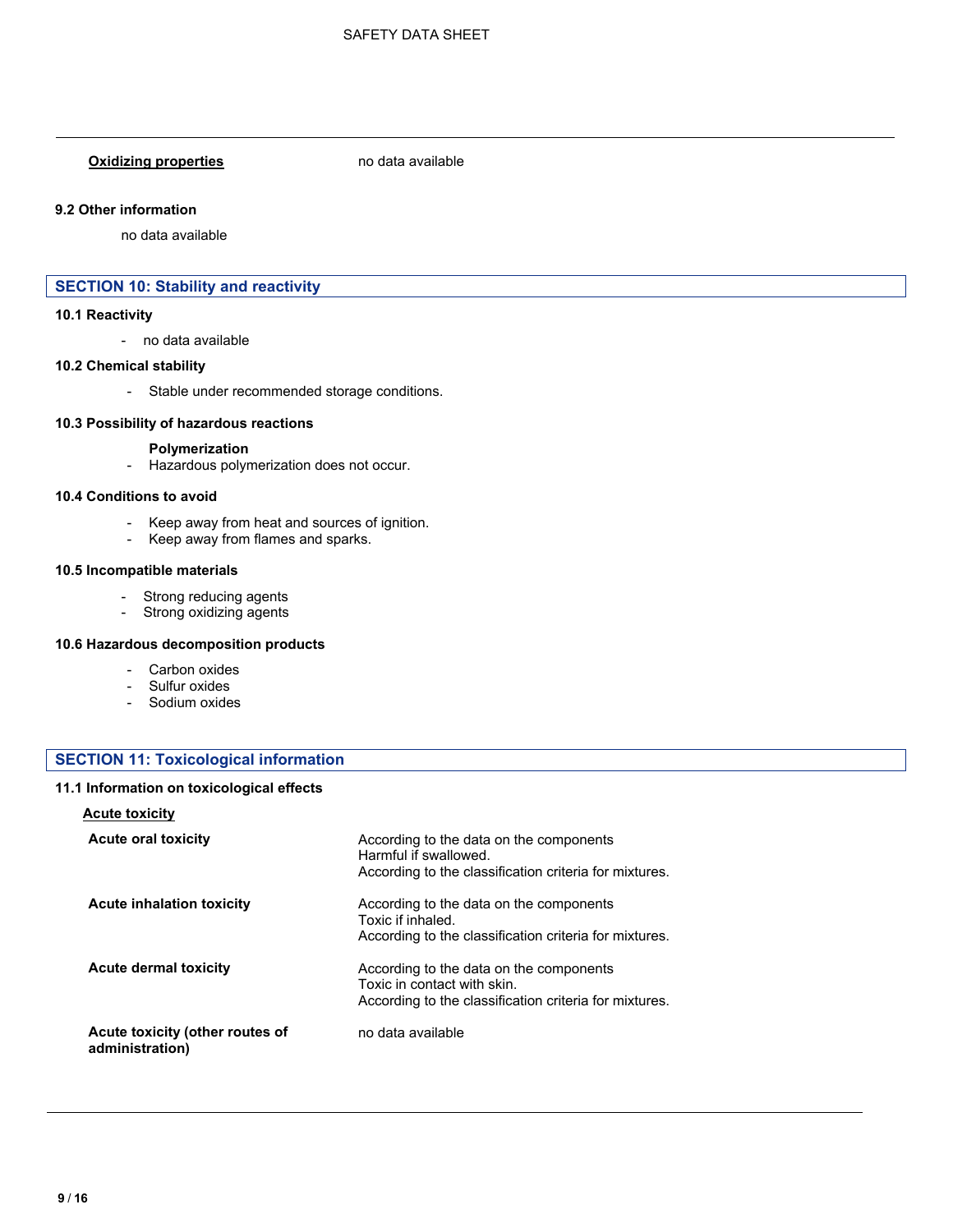**Oxidizing properties** no data available

### 9.2 Other information

no data available

## SECTION 10: Stability and reactivity

### 10.1 Reactivity

- no data available

### 10.2 Chemical stability

- Stable under recommended storage conditions.

### 10.3 Possibility of hazardous reactions

**Polymerization**

- Hazardous polymerization does not occur.

### 10.4 Conditions to avoid

- Keep away from heat and sources of ignition.
- Keep away from flames and sparks.

### 10.5 Incompatible materials

- Strong reducing agents
- Strong oxidizing agents

### 10.6 Hazardous decomposition products

- Carbon oxides
- Sulfur oxides
- Sodium oxides

## SECTION 11: Toxicological information

### 11.1 Information on toxicological effects

**Acute toxicity**

| | |
|---|---|
| **Acute oral toxicity** | According to the data on the components<br>Harmful if swallowed.<br>According to the classification criteria for mixtures. |
| **Acute inhalation toxicity** | According to the data on the components<br>Toxic if inhaled.<br>According to the classification criteria for mixtures. |
| **Acute dermal toxicity** | According to the data on the components<br>Toxic in contact with skin.<br>According to the classification criteria for mixtures. |
| **Acute toxicity (other routes of administration)** | no data available |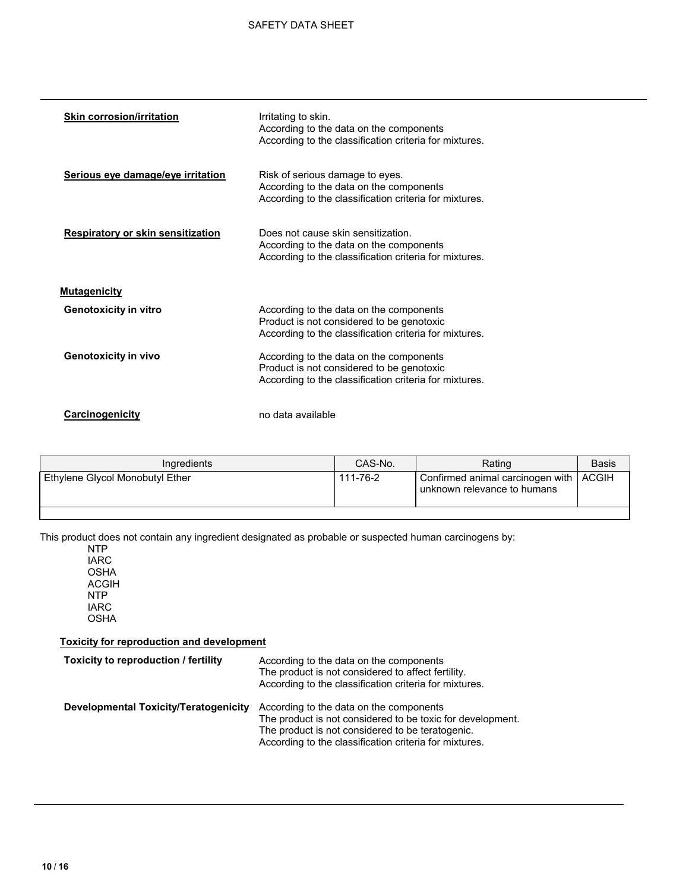**Skin corrosion/irritation**

Irritating to skin.
According to the data on the components
According to the classification criteria for mixtures.

**Serious eye damage/eye irritation**

Risk of serious damage to eyes.
According to the data on the components
According to the classification criteria for mixtures.

**Respiratory or skin sensitization**

Does not cause skin sensitization.
According to the data on the components
According to the classification criteria for mixtures.

**Mutagenicity**

**Genotoxicity in vitro**

According to the data on the components
Product is not considered to be genotoxic
According to the classification criteria for mixtures.

**Genotoxicity in vivo**

According to the data on the components
Product is not considered to be genotoxic
According to the classification criteria for mixtures.

**Carcinogenicity**

no data available

| Ingredients | CAS-No. | Rating | Basis |
|---|---|---|---|
| Ethylene Glycol Monobutyl Ether | 111-76-2 | Confirmed animal carcinogen with unknown relevance to humans | ACGIH |
| | | | |

This product does not contain any ingredient designated as probable or suspected human carcinogens by:

NTP
IARC
OSHA
ACGIH
NTP
IARC
OSHA

**Toxicity for reproduction and development**

**Toxicity to reproduction / fertility**

According to the data on the components
The product is not considered to affect fertility.
According to the classification criteria for mixtures.

**Developmental Toxicity/Teratogenicity**

According to the data on the components
The product is not considered to be toxic for development.
The product is not considered to be teratogenic.
According to the classification criteria for mixtures.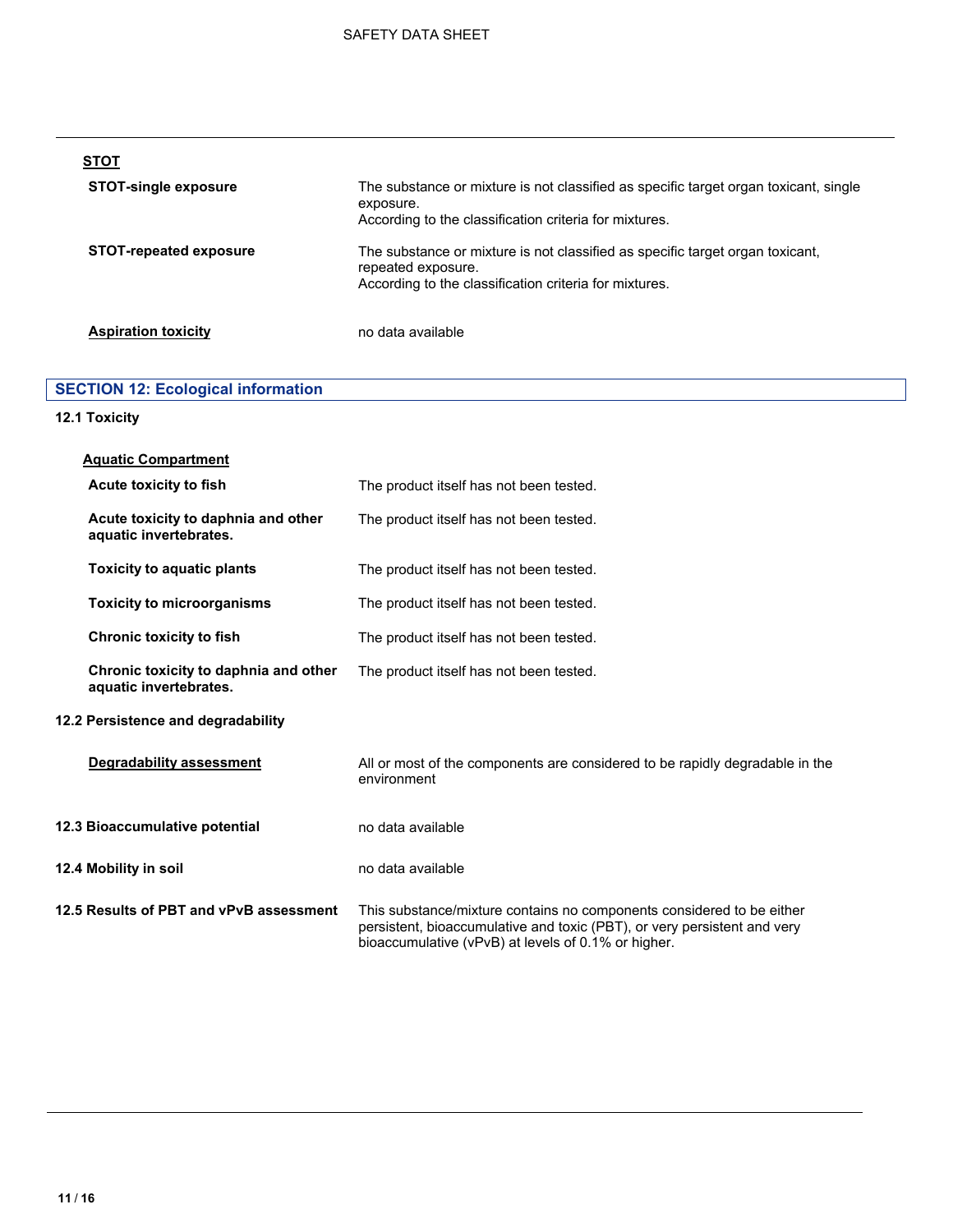**STOT**

| | |
|---|---|
| **STOT-single exposure** | The substance or mixture is not classified as specific target organ toxicant, single exposure.<br>According to the classification criteria for mixtures. |
| **STOT-repeated exposure** | The substance or mixture is not classified as specific target organ toxicant, repeated exposure.<br>According to the classification criteria for mixtures. |

| | |
|---|---|
| **Aspiration toxicity** | no data available |

## SECTION 12: Ecological information

### 12.1 Toxicity

**Aquatic Compartment**

| | |
|---|---|
| **Acute toxicity to fish** | The product itself has not been tested. |
| **Acute toxicity to daphnia and other aquatic invertebrates.** | The product itself has not been tested. |
| **Toxicity to aquatic plants** | The product itself has not been tested. |
| **Toxicity to microorganisms** | The product itself has not been tested. |
| **Chronic toxicity to fish** | The product itself has not been tested. |
| **Chronic toxicity to daphnia and other aquatic invertebrates.** | The product itself has not been tested. |

### 12.2 Persistence and degradability

| | |
|---|---|
| **Degradability assessment** | All or most of the components are considered to be rapidly degradable in the environment |

| | |
|---|---|
| **12.3 Bioaccumulative potential** | no data available |
| **12.4 Mobility in soil** | no data available |
| **12.5 Results of PBT and vPvB assessment** | This substance/mixture contains no components considered to be either persistent, bioaccumulative and toxic (PBT), or very persistent and very bioaccumulative (vPvB) at levels of 0.1% or higher. |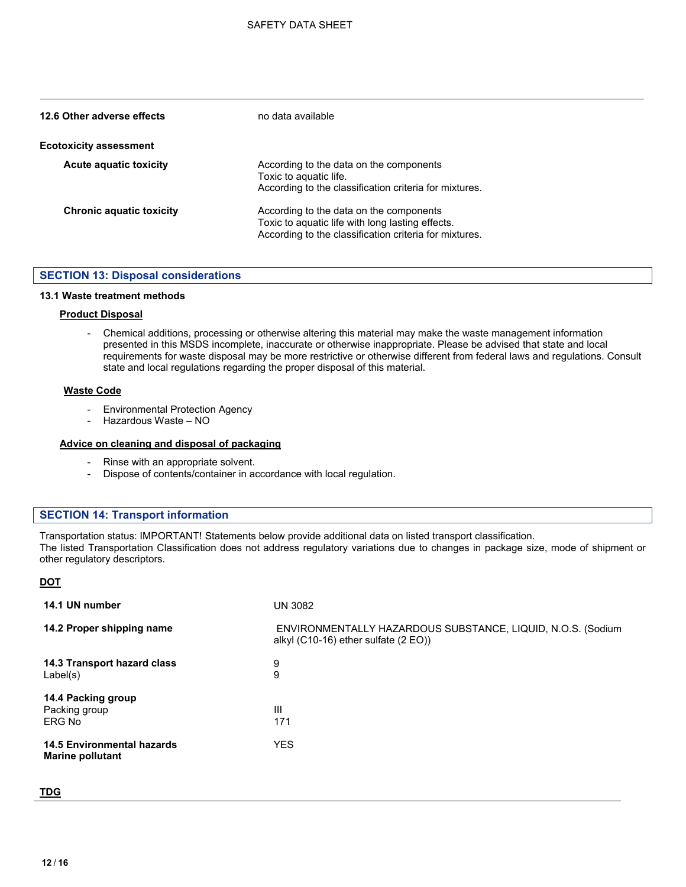**12.6 Other adverse effects** no data available

**Ecotoxicity assessment**

| | |
|---|---|
| **Acute aquatic toxicity** | According to the data on the components<br>Toxic to aquatic life.<br>According to the classification criteria for mixtures. |
| **Chronic aquatic toxicity** | According to the data on the components<br>Toxic to aquatic life with long lasting effects.<br>According to the classification criteria for mixtures. |

## SECTION 13: Disposal considerations

**13.1 Waste treatment methods**

**Product Disposal**

- Chemical additions, processing or otherwise altering this material may make the waste management information presented in this MSDS incomplete, inaccurate or otherwise inappropriate. Please be advised that state and local requirements for waste disposal may be more restrictive or otherwise different from federal laws and regulations. Consult state and local regulations regarding the proper disposal of this material.

**Waste Code**

- Environmental Protection Agency
- Hazardous Waste – NO

**Advice on cleaning and disposal of packaging**

- Rinse with an appropriate solvent.
- Dispose of contents/container in accordance with local regulation.

## SECTION 14: Transport information

Transportation status: IMPORTANT! Statements below provide additional data on listed transport classification.
The listed Transportation Classification does not address regulatory variations due to changes in package size, mode of shipment or other regulatory descriptors.

**DOT**

| | |
|---|---|
| **14.1 UN number** | UN 3082 |
| **14.2 Proper shipping name** | ENVIRONMENTALLY HAZARDOUS SUBSTANCE, LIQUID, N.O.S. (Sodium alkyl (C10-16) ether sulfate (2 EO)) |
| **14.3 Transport hazard class**<br>Label(s) | 9<br>9 |
| **14.4 Packing group**<br>Packing group<br>ERG No | <br>III<br>171 |
| **14.5 Environmental hazards**<br>**Marine pollutant** | YES |

**TDG**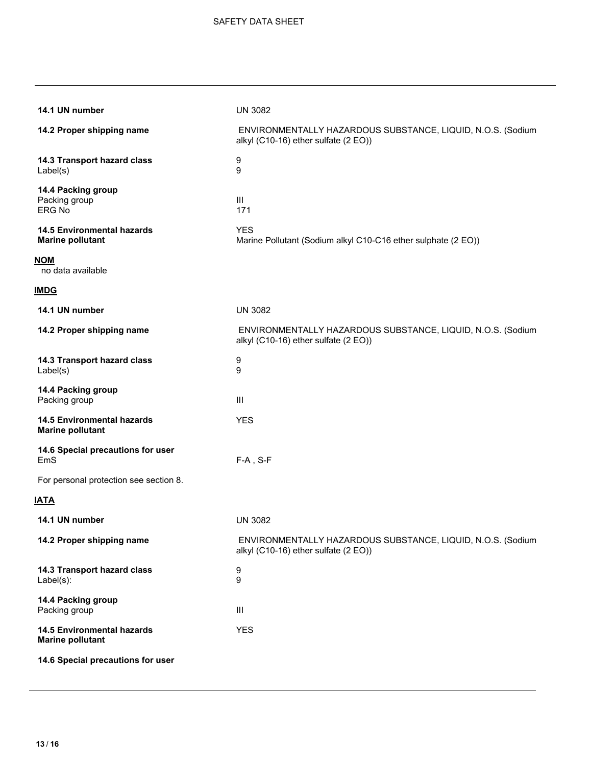| | |
|---|---|
| **14.1 UN number** | UN 3082 |
| **14.2 Proper shipping name** | ENVIRONMENTALLY HAZARDOUS SUBSTANCE, LIQUID, N.O.S. (Sodium alkyl (C10-16) ether sulfate (2 EO)) |
| **14.3 Transport hazard class** | 9 |
| Label(s) | 9 |
| **14.4 Packing group** | |
| Packing group | III |
| ERG No | 171 |
| **14.5 Environmental hazards** | YES |
| **Marine pollutant** | Marine Pollutant (Sodium alkyl C10-C16 ether sulphate (2 EO)) |

**NOM**

no data available

**IMDG**

| | |
|---|---|
| **14.1 UN number** | UN 3082 |
| **14.2 Proper shipping name** | ENVIRONMENTALLY HAZARDOUS SUBSTANCE, LIQUID, N.O.S. (Sodium alkyl (C10-16) ether sulfate (2 EO)) |
| **14.3 Transport hazard class** | 9 |
| Label(s) | 9 |
| **14.4 Packing group** | |
| Packing group | III |
| **14.5 Environmental hazards** | YES |
| **Marine pollutant** | |
| **14.6 Special precautions for user** | |
| EmS | F-A , S-F |

For personal protection see section 8.

**IATA**

| | |
|---|---|
| **14.1 UN number** | UN 3082 |
| **14.2 Proper shipping name** | ENVIRONMENTALLY HAZARDOUS SUBSTANCE, LIQUID, N.O.S. (Sodium alkyl (C10-16) ether sulfate (2 EO)) |
| **14.3 Transport hazard class** | 9 |
| Label(s): | 9 |
| **14.4 Packing group** | |
| Packing group | III |
| **14.5 Environmental hazards** | YES |
| **Marine pollutant** | |

**14.6 Special precautions for user**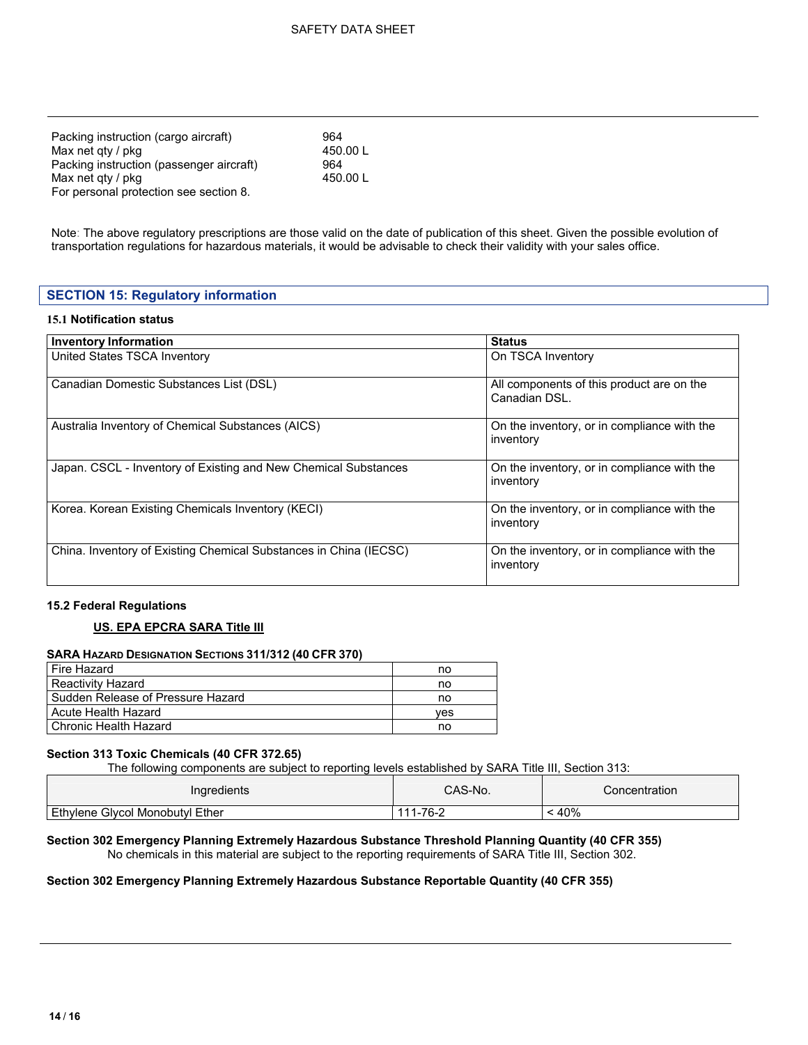| | |
|---|---|
| Packing instruction (cargo aircraft) | 964 |
| Max net qty / pkg | 450.00 L |
| Packing instruction (passenger aircraft) | 964 |
| Max net qty / pkg | 450.00 L |

For personal protection see section 8.

Note: The above regulatory prescriptions are those valid on the date of publication of this sheet. Given the possible evolution of transportation regulations for hazardous materials, it would be advisable to check their validity with your sales office.

## SECTION 15: Regulatory information

### 15.1 Notification status

| Inventory Information | Status |
|---|---|
| United States TSCA Inventory | On TSCA Inventory |
| Canadian Domestic Substances List (DSL) | All components of this product are on the Canadian DSL. |
| Australia Inventory of Chemical Substances (AICS) | On the inventory, or in compliance with the inventory |
| Japan. CSCL - Inventory of Existing and New Chemical Substances | On the inventory, or in compliance with the inventory |
| Korea. Korean Existing Chemicals Inventory (KECI) | On the inventory, or in compliance with the inventory |
| China. Inventory of Existing Chemical Substances in China (IECSC) | On the inventory, or in compliance with the inventory |

### 15.2 Federal Regulations

**US. EPA EPCRA SARA Title III**

**SARA Hazard Designation Sections 311/312 (40 CFR 370)**

| | |
|---|---|
| Fire Hazard | no |
| Reactivity Hazard | no |
| Sudden Release of Pressure Hazard | no |
| Acute Health Hazard | yes |
| Chronic Health Hazard | no |

**Section 313 Toxic Chemicals (40 CFR 372.65)**

The following components are subject to reporting levels established by SARA Title III, Section 313:

| Ingredients | CAS-No. | Concentration |
|---|---|---|
| Ethylene Glycol Monobutyl Ether | 111-76-2 | < 40% |

**Section 302 Emergency Planning Extremely Hazardous Substance Threshold Planning Quantity (40 CFR 355)**

No chemicals in this material are subject to the reporting requirements of SARA Title III, Section 302.

**Section 302 Emergency Planning Extremely Hazardous Substance Reportable Quantity (40 CFR 355)**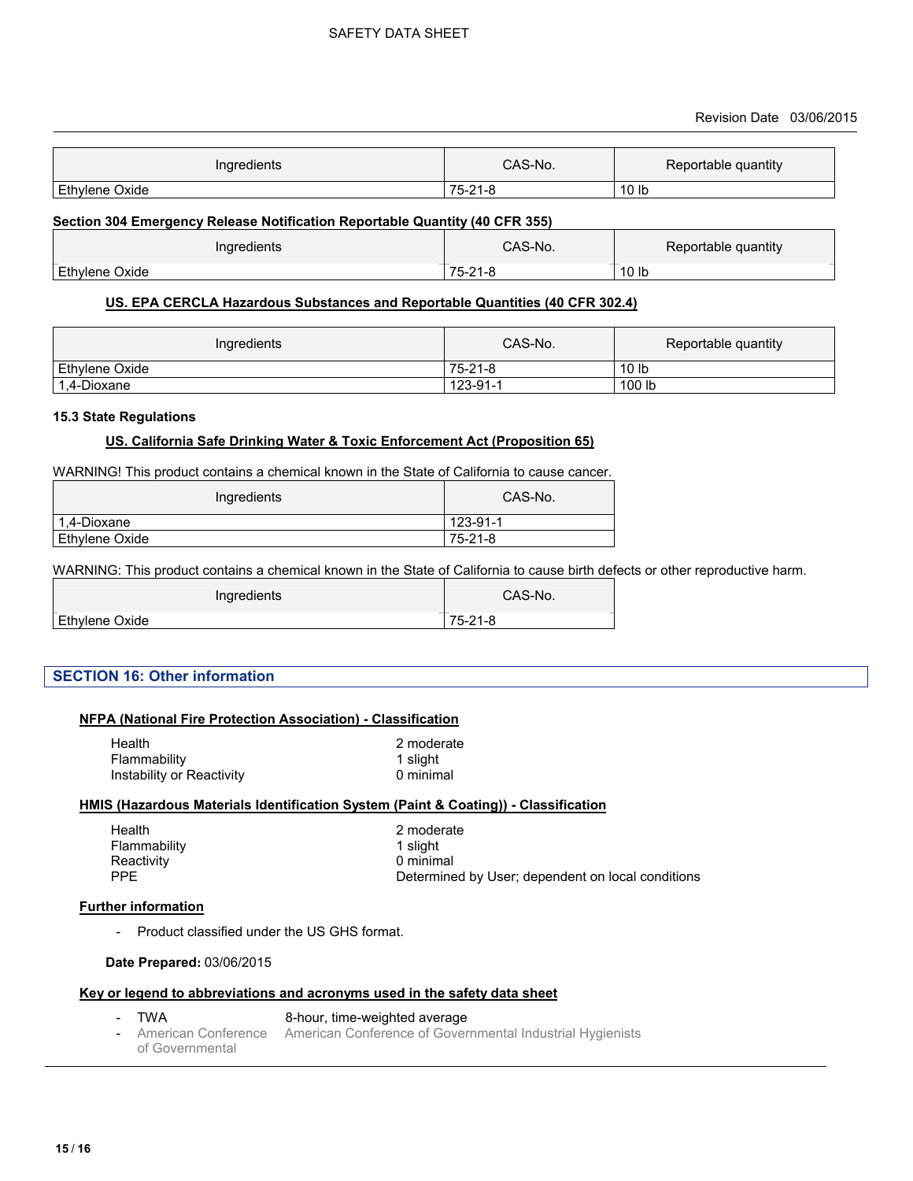| Ingredients | CAS-No. | Reportable quantity |
| --- | --- | --- |
| Ethylene Oxide | 75-21-8 | 10 lb |

**Section 304 Emergency Release Notification Reportable Quantity (40 CFR 355)**

| Ingredients | CAS-No. | Reportable quantity |
| --- | --- | --- |
| Ethylene Oxide | 75-21-8 | 10 lb |

**US. EPA CERCLA Hazardous Substances and Reportable Quantities (40 CFR 302.4)**

| Ingredients | CAS-No. | Reportable quantity |
| --- | --- | --- |
| Ethylene Oxide | 75-21-8 | 10 lb |
| 1,4-Dioxane | 123-91-1 | 100 lb |

**15.3 State Regulations**

**US. California Safe Drinking Water & Toxic Enforcement Act (Proposition 65)**

WARNING! This product contains a chemical known in the State of California to cause cancer.

| Ingredients | CAS-No. |
| --- | --- |
| 1,4-Dioxane | 123-91-1 |
| Ethylene Oxide | 75-21-8 |

WARNING: This product contains a chemical known in the State of California to cause birth defects or other reproductive harm.

| Ingredients | CAS-No. |
| --- | --- |
| Ethylene Oxide | 75-21-8 |

## SECTION 16: Other information

**NFPA (National Fire Protection Association) - Classification**

| | |
| --- | --- |
| Health | 2 moderate |
| Flammability | 1 slight |
| Instability or Reactivity | 0 minimal |

**HMIS (Hazardous Materials Identification System (Paint & Coating)) - Classification**

| | |
| --- | --- |
| Health | 2 moderate |
| Flammability | 1 slight |
| Reactivity | 0 minimal |
| PPE | Determined by User; dependent on local conditions |

**Further information**

- Product classified under the US GHS format.

**Date Prepared:** 03/06/2015

**Key or legend to abbreviations and acronyms used in the safety data sheet**

- TWA — 8-hour, time-weighted average
- American Conference of Governmental — American Conference of Governmental Industrial Hygienists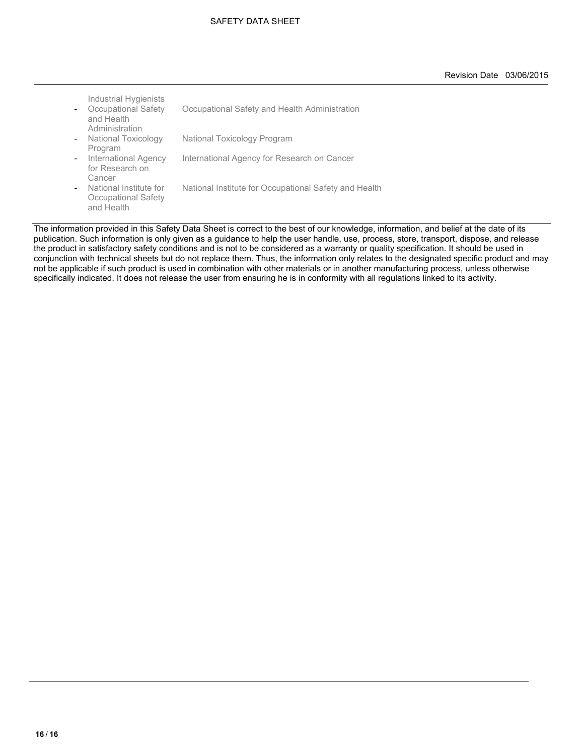| | |
|---|---|
| Industrial Hygienists | |
| - Occupational Safety and Health Administration | Occupational Safety and Health Administration |
| - National Toxicology Program | National Toxicology Program |
| - International Agency for Research on Cancer | International Agency for Research on Cancer |
| - National Institute for Occupational Safety and Health | National Institute for Occupational Safety and Health |

The information provided in this Safety Data Sheet is correct to the best of our knowledge, information, and belief at the date of its publication. Such information is only given as a guidance to help the user handle, use, process, store, transport, dispose, and release the product in satisfactory safety conditions and is not to be considered as a warranty or quality specification. It should be used in conjunction with technical sheets but do not replace them. Thus, the information only relates to the designated specific product and may not be applicable if such product is used in combination with other materials or in another manufacturing process, unless otherwise specifically indicated. It does not release the user from ensuring he is in conformity with all regulations linked to its activity.